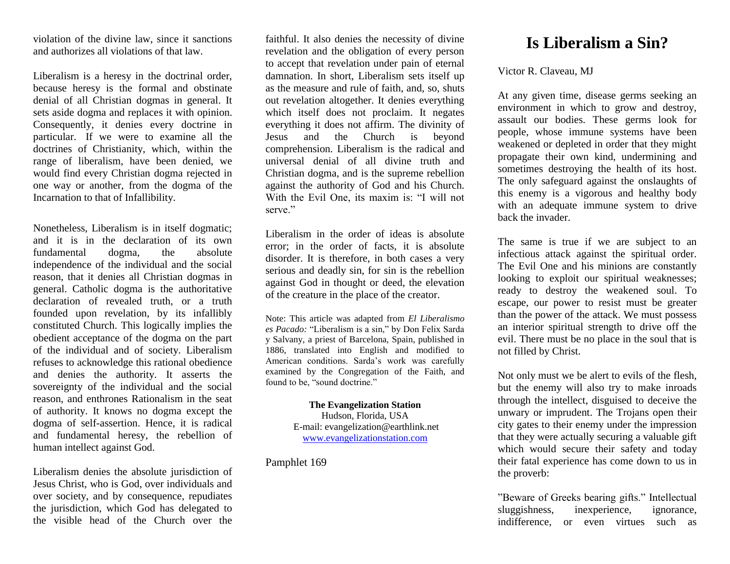violation of the divine law, since it sanctions and authorizes all violations of that law.

Liberalism is a heresy in the doctrinal order, because heresy is the formal and obstinate denial of all Christian dogmas in general. It sets aside dogma and replaces it with opinion. Consequently, it denies every doctrine in particular. If we were to examine all the doctrines of Christianity, which, within the range of liberalism, have been denied, we would find every Christian dogma rejected in one way or another, from the dogma of the Incarnation to that of Infallibility.

Nonetheless, Liberalism is in itself dogmatic; and it is in the declaration of its own fundamental dogma, the absolute independence of the individual and the social reason, that it denies all Christian dogmas in general. Catholic dogma is the authoritative declaration of revealed truth, or a truth founded upon revelation, by its infallibly constituted Church. This logically implies the obedient acceptance of the dogma on the part of the individual and of society. Liberalism refuses to acknowledge this rational obedience and denies the authority. It asserts the sovereignty of the individual and the social reason, and enthrones Rationalism in the seat of authority. It knows no dogma except the dogma of self-assertion. Hence, it is radical and fundamental heresy, the rebellion of human intellect against God.

Liberalism denies the absolute jurisdiction of Jesus Christ, who is God, over individuals and over society, and by consequence, repudiates the jurisdiction, which God has delegated to the visible head of the Church over the faithful. It also denies the necessity of divine revelation and the obligation of every person to accept that revelation under pain of eternal damnation. In short, Liberalism sets itself up as the measure and rule of faith, and, so, shuts out revelation altogether. It denies everything which itself does not proclaim. It negates everything it does not affirm. The divinity of Jesus and the Church is beyond comprehension. Liberalism is the radical and universal denial of all divine truth and Christian dogma, and is the supreme rebellion against the authority of God and his Church. With the Evil One, its maxim is: "I will not serve."

Liberalism in the order of ideas is absolute error; in the order of facts, it is absolute disorder. It is therefore, in both cases a very serious and deadly sin, for sin is the rebellion against God in thought or deed, the elevation of the creature in the place of the creator.

Note: This article was adapted from *El Liberalismo es Pacado:* "Liberalism is a sin," by Don Felix Sarda y Salvany, a priest of Barcelona, Spain, published in 1886, translated into English and modified to American conditions. Sarda's work was carefully examined by the Congregation of the Faith, and found to be, "sound doctrine."

**The Evangelization Station**
Hudson, Florida, USA
E-mail: evangelization@earthlink.net
www.evangelizationstation.com

Pamphlet 169

# Is Liberalism a Sin?

Victor R. Claveau, MJ

At any given time, disease germs seeking an environment in which to grow and destroy, assault our bodies. These germs look for people, whose immune systems have been weakened or depleted in order that they might propagate their own kind, undermining and sometimes destroying the health of its host. The only safeguard against the onslaughts of this enemy is a vigorous and healthy body with an adequate immune system to drive back the invader.

The same is true if we are subject to an infectious attack against the spiritual order. The Evil One and his minions are constantly looking to exploit our spiritual weaknesses; ready to destroy the weakened soul. To escape, our power to resist must be greater than the power of the attack. We must possess an interior spiritual strength to drive off the evil. There must be no place in the soul that is not filled by Christ.

Not only must we be alert to evils of the flesh, but the enemy will also try to make inroads through the intellect, disguised to deceive the unwary or imprudent. The Trojans open their city gates to their enemy under the impression that they were actually securing a valuable gift which would secure their safety and today their fatal experience has come down to us in the proverb:

"Beware of Greeks bearing gifts." Intellectual sluggishness, inexperience, ignorance, indifference, or even virtues such as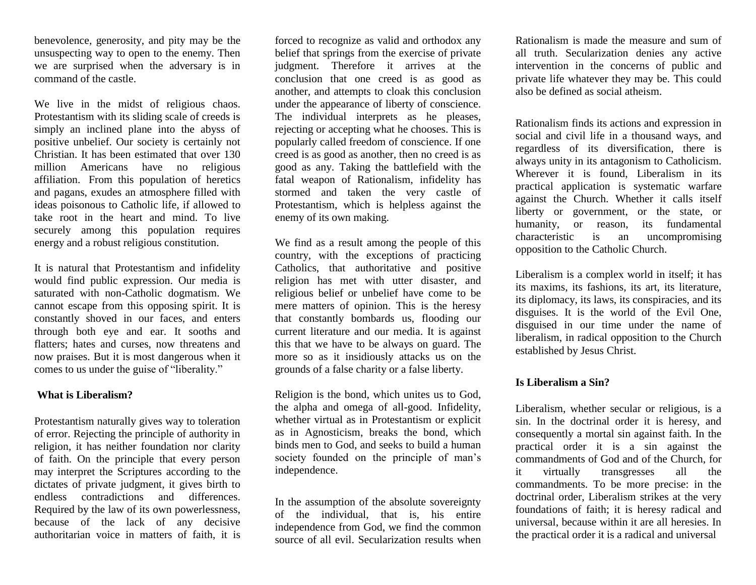benevolence, generosity, and pity may be the unsuspecting way to open to the enemy. Then we are surprised when the adversary is in command of the castle.

We live in the midst of religious chaos. Protestantism with its sliding scale of creeds is simply an inclined plane into the abyss of positive unbelief. Our society is certainly not Christian. It has been estimated that over 130 million Americans have no religious affiliation. From this population of heretics and pagans, exudes an atmosphere filled with ideas poisonous to Catholic life, if allowed to take root in the heart and mind. To live securely among this population requires energy and a robust religious constitution.

It is natural that Protestantism and infidelity would find public expression. Our media is saturated with non-Catholic dogmatism. We cannot escape from this opposing spirit. It is constantly shoved in our faces, and enters through both eye and ear. It sooths and flatters; hates and curses, now threatens and now praises. But it is most dangerous when it comes to us under the guise of "liberality."

**What is Liberalism?**

Protestantism naturally gives way to toleration of error. Rejecting the principle of authority in religion, it has neither foundation nor clarity of faith. On the principle that every person may interpret the Scriptures according to the dictates of private judgment, it gives birth to endless contradictions and differences. Required by the law of its own powerlessness, because of the lack of any decisive authoritarian voice in matters of faith, it is forced to recognize as valid and orthodox any belief that springs from the exercise of private judgment. Therefore it arrives at the conclusion that one creed is as good as another, and attempts to cloak this conclusion under the appearance of liberty of conscience. The individual interprets as he pleases, rejecting or accepting what he chooses. This is popularly called freedom of conscience. If one creed is as good as another, then no creed is as good as any. Taking the battlefield with the fatal weapon of Rationalism, infidelity has stormed and taken the very castle of Protestantism, which is helpless against the enemy of its own making.

We find as a result among the people of this country, with the exceptions of practicing Catholics, that authoritative and positive religion has met with utter disaster, and religious belief or unbelief have come to be mere matters of opinion. This is the heresy that constantly bombards us, flooding our current literature and our media. It is against this that we have to be always on guard. The more so as it insidiously attacks us on the grounds of a false charity or a false liberty.

Religion is the bond, which unites us to God, the alpha and omega of all-good. Infidelity, whether virtual as in Protestantism or explicit as in Agnosticism, breaks the bond, which binds men to God, and seeks to build a human society founded on the principle of man's independence.

In the assumption of the absolute sovereignty of the individual, that is, his entire independence from God, we find the common source of all evil. Secularization results when Rationalism is made the measure and sum of all truth. Secularization denies any active intervention in the concerns of public and private life whatever they may be. This could also be defined as social atheism.

Rationalism finds its actions and expression in social and civil life in a thousand ways, and regardless of its diversification, there is always unity in its antagonism to Catholicism. Wherever it is found, Liberalism in its practical application is systematic warfare against the Church. Whether it calls itself liberty or government, or the state, or humanity, or reason, its fundamental characteristic is an uncompromising opposition to the Catholic Church.

Liberalism is a complex world in itself; it has its maxims, its fashions, its art, its literature, its diplomacy, its laws, its conspiracies, and its disguises. It is the world of the Evil One, disguised in our time under the name of liberalism, in radical opposition to the Church established by Jesus Christ.

**Is Liberalism a Sin?**

Liberalism, whether secular or religious, is a sin. In the doctrinal order it is heresy, and consequently a mortal sin against faith. In the practical order it is a sin against the commandments of God and of the Church, for it virtually transgresses all the commandments. To be more precise: in the doctrinal order, Liberalism strikes at the very foundations of faith; it is heresy radical and universal, because within it are all heresies. In the practical order it is a radical and universal